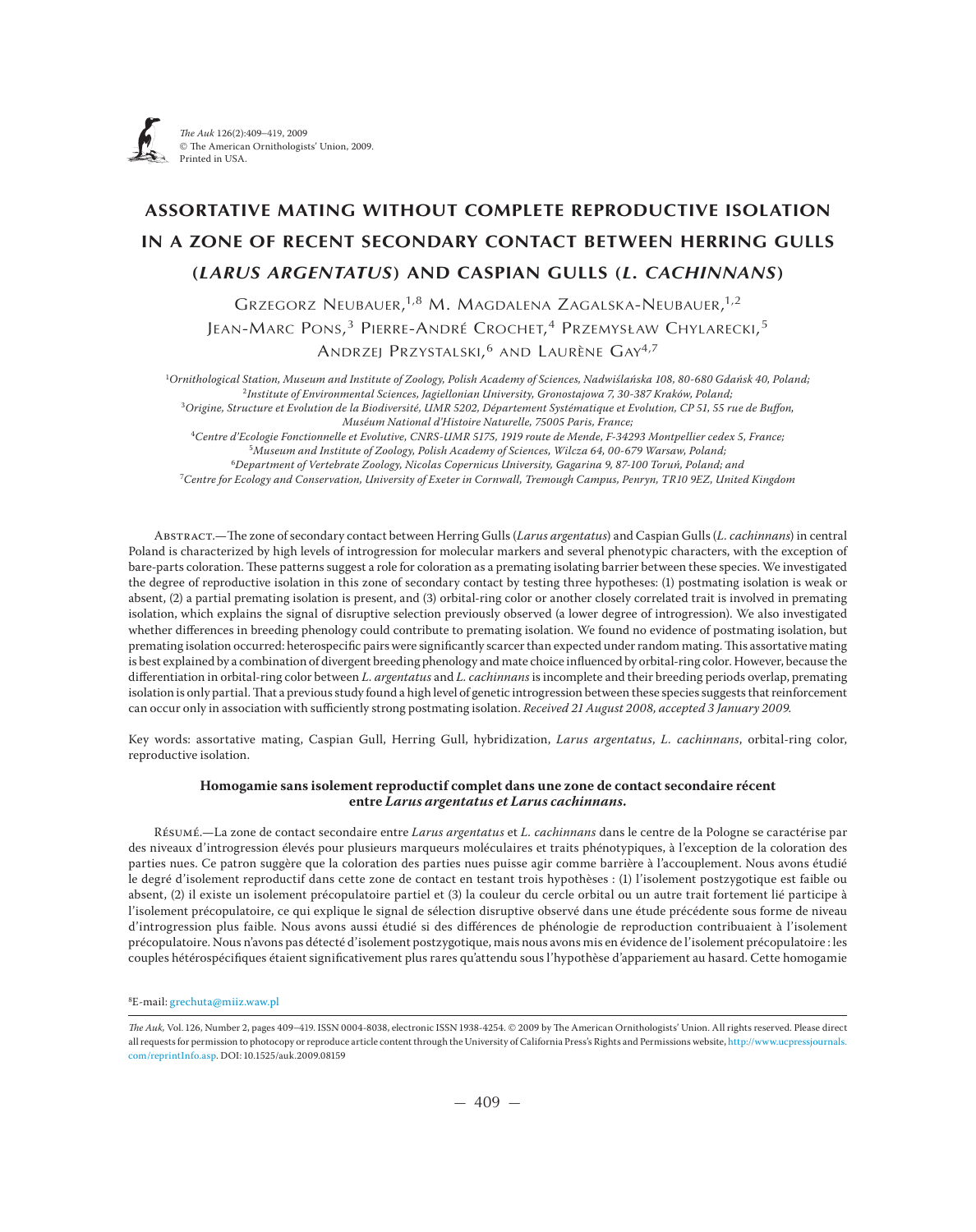# ASSORTATIVE MATING WITHOUT COMPLETE REPRODUCTIVE ISOLATION IN A ZONE OF RECENT SECONDARY CONTACT BETWEEN HERRING GULLS (*LARUS ARGENTATUS*) AND CASPIAN GULLS (*L. CACHINNANS*)

Grzegorz Neubauer,[1,8] M. Magdalena Zagalska-Neubauer,[1,2] Jean-Marc Pons,[3] Pierre-André Crochet,[4] Przemysław Chylarecki,[5] Andrzej Przystalski,[6] and Laurène Gay[4,7]

[1]*Ornithological Station, Museum and Institute of Zoology, Polish Academy of Sciences, Nadwiślańska 108, 80-680 Gdańsk 40, Poland;*
[2]*Institute of Environmental Sciences, Jagiellonian University, Gronostajowa 7, 30-387 Kraków, Poland;*
[3]*Origine, Structure et Evolution de la Biodiversité, UMR 5202, Département Systématique et Evolution, CP 51, 55 rue de Buffon, Muséum National d'Histoire Naturelle, 75005 Paris, France;*
[4]*Centre d'Ecologie Fonctionnelle et Evolutive, CNRS-UMR 5175, 1919 route de Mende, F-34293 Montpellier cedex 5, France;*
[5]*Museum and Institute of Zoology, Polish Academy of Sciences, Wilcza 64, 00-679 Warsaw, Poland;*
[6]*Department of Vertebrate Zoology, Nicolas Copernicus University, Gagarina 9, 87-100 Toruń, Poland; and*
[7]*Centre for Ecology and Conservation, University of Exeter in Cornwall, Tremough Campus, Penryn, TR10 9EZ, United Kingdom*

Abstract.—The zone of secondary contact between Herring Gulls (*Larus argentatus*) and Caspian Gulls (*L. cachinnans*) in central Poland is characterized by high levels of introgression for molecular markers and several phenotypic characters, with the exception of bare-parts coloration. These patterns suggest a role for coloration as a premating isolating barrier between these species. We investigated the degree of reproductive isolation in this zone of secondary contact by testing three hypotheses: (1) postmating isolation is weak or absent, (2) a partial premating isolation is present, and (3) orbital-ring color or another closely correlated trait is involved in premating isolation, which explains the signal of disruptive selection previously observed (a lower degree of introgression). We also investigated whether differences in breeding phenology could contribute to premating isolation. We found no evidence of postmating isolation, but premating isolation occurred: heterospecific pairs were significantly scarcer than expected under random mating. This assortative mating is best explained by a combination of divergent breeding phenology and mate choice influenced by orbital-ring color. However, because the differentiation in orbital-ring color between *L. argentatus* and *L. cachinnans* is incomplete and their breeding periods overlap, premating isolation is only partial. That a previous study found a high level of genetic introgression between these species suggests that reinforcement can occur only in association with sufficiently strong postmating isolation. *Received 21 August 2008, accepted 3 January 2009.*

Key words: assortative mating, Caspian Gull, Herring Gull, hybridization, *Larus argentatus*, *L. cachinnans*, orbital-ring color, reproductive isolation.

**Homogamie sans isolement reproductif complet dans une zone de contact secondaire récent entre *Larus argentatus et Larus cachinnans*.**

Résumé.—La zone de contact secondaire entre *Larus argentatus* et *L. cachinnans* dans le centre de la Pologne se caractérise par des niveaux d'introgression élevés pour plusieurs marqueurs moléculaires et traits phénotypiques, à l'exception de la coloration des parties nues. Ce patron suggère que la coloration des parties nues puisse agir comme barrière à l'accouplement. Nous avons étudié le degré d'isolement reproductif dans cette zone de contact en testant trois hypothèses : (1) l'isolement postzygotique est faible ou absent, (2) il existe un isolement précopulatoire partiel et (3) la couleur du cercle orbital ou un autre trait fortement lié participe à l'isolement précopulatoire, ce qui explique le signal de sélection disruptive observé dans une étude précédente sous forme de niveau d'introgression plus faible. Nous avons aussi étudié si des différences de phénologie de reproduction contribuaient à l'isolement précopulatoire. Nous n'avons pas détecté d'isolement postzygotique, mais nous avons mis en évidence de l'isolement précopulatoire : les couples hétérospécifiques étaient significativement plus rares qu'attendu sous l'hypothèse d'appariement au hasard. Cette homogamie

[8]E-mail: grechuta@miiz.waw.pl

*The Auk,* Vol. 126, Number 2, pages 409–419. ISSN 0004-8038, electronic ISSN 1938-4254. © 2009 by The American Ornithologists' Union. All rights reserved. Please direct all requests for permission to photocopy or reproduce article content through the University of California Press's Rights and Permissions website, http://www.ucpressjournals.com/reprintInfo.asp. DOI: 10.1525/auk.2009.08159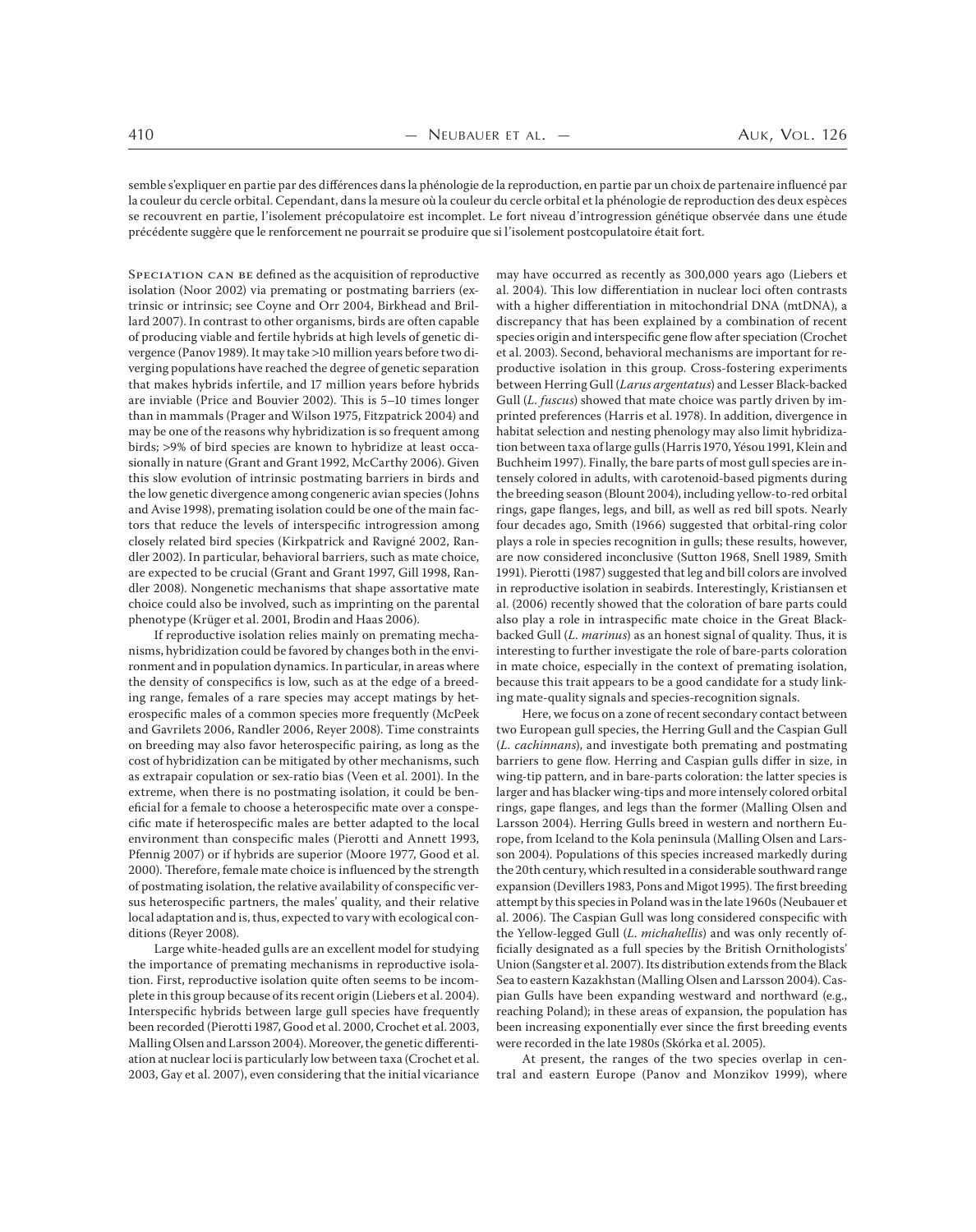semble s'expliquer en partie par des différences dans la phénologie de la reproduction, en partie par un choix de partenaire influencé par la couleur du cercle orbital. Cependant, dans la mesure où la couleur du cercle orbital et la phénologie de reproduction des deux espèces se recouvrent en partie, l'isolement précopulatoire est incomplet. Le fort niveau d'introgression génétique observée dans une étude précédente suggère que le renforcement ne pourrait se produire que si l'isolement postcopulatoire était fort.

Speciation can be defined as the acquisition of reproductive isolation (Noor 2002) via premating or postmating barriers (extrinsic or intrinsic; see Coyne and Orr 2004, Birkhead and Brillard 2007). In contrast to other organisms, birds are often capable of producing viable and fertile hybrids at high levels of genetic divergence (Panov 1989). It may take >10 million years before two diverging populations have reached the degree of genetic separation that makes hybrids infertile, and 17 million years before hybrids are inviable (Price and Bouvier 2002). This is 5–10 times longer than in mammals (Prager and Wilson 1975, Fitzpatrick 2004) and may be one of the reasons why hybridization is so frequent among birds; >9% of bird species are known to hybridize at least occasionally in nature (Grant and Grant 1992, McCarthy 2006). Given this slow evolution of intrinsic postmating barriers in birds and the low genetic divergence among congeneric avian species (Johns and Avise 1998), premating isolation could be one of the main factors that reduce the levels of interspecific introgression among closely related bird species (Kirkpatrick and Ravigné 2002, Randler 2002). In particular, behavioral barriers, such as mate choice, are expected to be crucial (Grant and Grant 1997, Gill 1998, Randler 2008). Nongenetic mechanisms that shape assortative mate choice could also be involved, such as imprinting on the parental phenotype (Krüger et al. 2001, Brodin and Haas 2006).

If reproductive isolation relies mainly on premating mechanisms, hybridization could be favored by changes both in the environment and in population dynamics. In particular, in areas where the density of conspecifics is low, such as at the edge of a breeding range, females of a rare species may accept matings by heterospecific males of a common species more frequently (McPeek and Gavrilets 2006, Randler 2006, Reyer 2008). Time constraints on breeding may also favor heterospecific pairing, as long as the cost of hybridization can be mitigated by other mechanisms, such as extrapair copulation or sex-ratio bias (Veen et al. 2001). In the extreme, when there is no postmating isolation, it could be beneficial for a female to choose a heterospecific mate over a conspecific mate if heterospecific males are better adapted to the local environment than conspecific males (Pierotti and Annett 1993, Pfennig 2007) or if hybrids are superior (Moore 1977, Good et al. 2000). Therefore, female mate choice is influenced by the strength of postmating isolation, the relative availability of conspecific versus heterospecific partners, the males' quality, and their relative local adaptation and is, thus, expected to vary with ecological conditions (Reyer 2008).

Large white-headed gulls are an excellent model for studying the importance of premating mechanisms in reproductive isolation. First, reproductive isolation quite often seems to be incomplete in this group because of its recent origin (Liebers et al. 2004). Interspecific hybrids between large gull species have frequently been recorded (Pierotti 1987, Good et al. 2000, Crochet et al. 2003, Malling Olsen and Larsson 2004). Moreover, the genetic differentiation at nuclear loci is particularly low between taxa (Crochet et al. 2003, Gay et al. 2007), even considering that the initial vicariance may have occurred as recently as 300,000 years ago (Liebers et al. 2004). This low differentiation in nuclear loci often contrasts with a higher differentiation in mitochondrial DNA (mtDNA), a discrepancy that has been explained by a combination of recent species origin and interspecific gene flow after speciation (Crochet et al. 2003). Second, behavioral mechanisms are important for reproductive isolation in this group. Cross-fostering experiments between Herring Gull (*Larus argentatus*) and Lesser Black-backed Gull (*L. fuscus*) showed that mate choice was partly driven by imprinted preferences (Harris et al. 1978). In addition, divergence in habitat selection and nesting phenology may also limit hybridization between taxa of large gulls (Harris 1970, Yésou 1991, Klein and Buchheim 1997). Finally, the bare parts of most gull species are intensely colored in adults, with carotenoid-based pigments during the breeding season (Blount 2004), including yellow-to-red orbital rings, gape flanges, legs, and bill, as well as red bill spots. Nearly four decades ago, Smith (1966) suggested that orbital-ring color plays a role in species recognition in gulls; these results, however, are now considered inconclusive (Sutton 1968, Snell 1989, Smith 1991). Pierotti (1987) suggested that leg and bill colors are involved in reproductive isolation in seabirds. Interestingly, Kristiansen et al. (2006) recently showed that the coloration of bare parts could also play a role in intraspecific mate choice in the Great Black-backed Gull (*L. marinus*) as an honest signal of quality. Thus, it is interesting to further investigate the role of bare-parts coloration in mate choice, especially in the context of premating isolation, because this trait appears to be a good candidate for a study linking mate-quality signals and species-recognition signals.

Here, we focus on a zone of recent secondary contact between two European gull species, the Herring Gull and the Caspian Gull (*L. cachinnans*), and investigate both premating and postmating barriers to gene flow. Herring and Caspian gulls differ in size, in wing-tip pattern, and in bare-parts coloration: the latter species is larger and has blacker wing-tips and more intensely colored orbital rings, gape flanges, and legs than the former (Malling Olsen and Larsson 2004). Herring Gulls breed in western and northern Europe, from Iceland to the Kola peninsula (Malling Olsen and Larsson 2004). Populations of this species increased markedly during the 20th century, which resulted in a considerable southward range expansion (Devillers 1983, Pons and Migot 1995). The first breeding attempt by this species in Poland was in the late 1960s (Neubauer et al. 2006). The Caspian Gull was long considered conspecific with the Yellow-legged Gull (*L. michahellis*) and was only recently officially designated as a full species by the British Ornithologists' Union (Sangster et al. 2007). Its distribution extends from the Black Sea to eastern Kazakhstan (Malling Olsen and Larsson 2004). Caspian Gulls have been expanding westward and northward (e.g., reaching Poland); in these areas of expansion, the population has been increasing exponentially ever since the first breeding events were recorded in the late 1980s (Skórka et al. 2005).

At present, the ranges of the two species overlap in central and eastern Europe (Panov and Monzikov 1999), where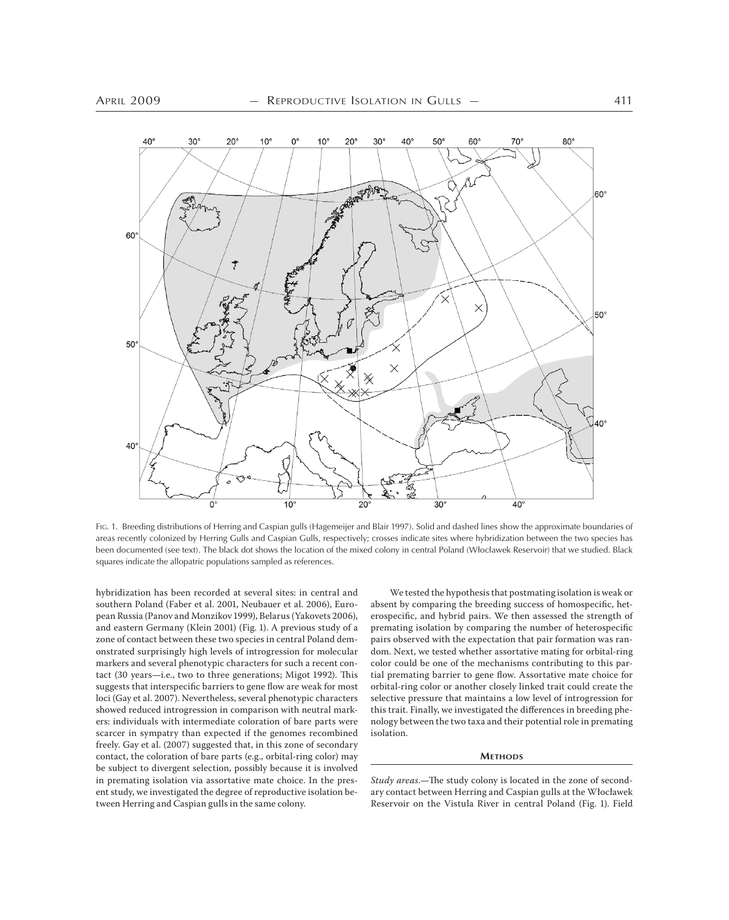FIG. 1. Breeding distributions of Herring and Caspian gulls (Hagemeijer and Blair 1997). Solid and dashed lines show the approximate boundaries of areas recently colonized by Herring Gulls and Caspian Gulls, respectively; crosses indicate sites where hybridization between the two species has been documented (see text). The black dot shows the location of the mixed colony in central Poland (Włocławek Reservoir) that we studied. Black squares indicate the allopatric populations sampled as references.

hybridization has been recorded at several sites: in central and southern Poland (Faber et al. 2001, Neubauer et al. 2006), European Russia (Panov and Monzikov 1999), Belarus (Yakovets 2006), and eastern Germany (Klein 2001) (Fig. 1). A previous study of a zone of contact between these two species in central Poland demonstrated surprisingly high levels of introgression for molecular markers and several phenotypic characters for such a recent contact (30 years—i.e., two to three generations; Migot 1992). This suggests that interspecific barriers to gene flow are weak for most loci (Gay et al. 2007). Nevertheless, several phenotypic characters showed reduced introgression in comparison with neutral markers: individuals with intermediate coloration of bare parts were scarcer in sympatry than expected if the genomes recombined freely. Gay et al. (2007) suggested that, in this zone of secondary contact, the coloration of bare parts (e.g., orbital-ring color) may be subject to divergent selection, possibly because it is involved in premating isolation via assortative mate choice. In the present study, we investigated the degree of reproductive isolation between Herring and Caspian gulls in the same colony.

We tested the hypothesis that postmating isolation is weak or absent by comparing the breeding success of homospecific, heterospecific, and hybrid pairs. We then assessed the strength of premating isolation by comparing the number of heterospecific pairs observed with the expectation that pair formation was random. Next, we tested whether assortative mating for orbital-ring color could be one of the mechanisms contributing to this partial premating barrier to gene flow. Assortative mate choice for orbital-ring color or another closely linked trait could create the selective pressure that maintains a low level of introgression for this trait. Finally, we investigated the differences in breeding phenology between the two taxa and their potential role in premating isolation.

## METHODS

*Study areas.*—The study colony is located in the zone of secondary contact between Herring and Caspian gulls at the Włocławek Reservoir on the Vistula River in central Poland (Fig. 1). Field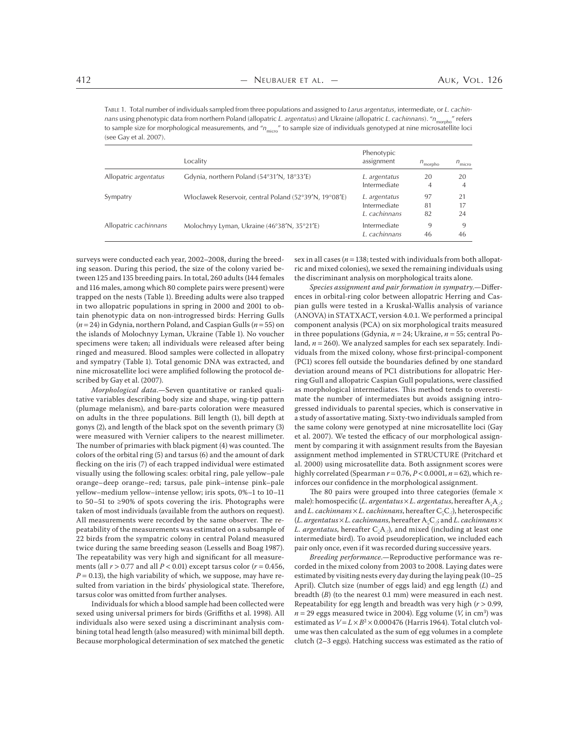Table 1. Total number of individuals sampled from three populations and assigned to *Larus argentatus*, intermediate, or *L. cachinnans* using phenotypic data from northern Poland (allopatric *L. argentatus*) and Ukraine (allopatric *L. cachinnans*). "$n_{morpho}$" refers to sample size for morphological measurements, and "$n_{micro}$" to sample size of individuals genotyped at nine microsatellite loci (see Gay et al. 2007).

| | Locality | Phenotypic assignment | $n_{morpho}$ | $n_{micro}$ |
|---|---|---|---|---|
| Allopatric *argentatus* | Gdynia, northern Poland (54°31′N, 18°33′E) | *L. argentatus* | 20 | 20 |
| | | Intermediate | 4 | 4 |
| Sympatry | Włocławek Reservoir, central Poland (52°39′N, 19°08′E) | *L. argentatus* | 97 | 21 |
| | | Intermediate | 81 | 17 |
| | | *L. cachinnans* | 82 | 24 |
| Allopatric *cachinnans* | Molochnyy Lyman, Ukraine (46°38′N, 35°21′E) | Intermediate | 9 | 9 |
| | | *L. cachinnans* | 46 | 46 |

surveys were conducted each year, 2002–2008, during the breeding season. During this period, the size of the colony varied between 125 and 135 breeding pairs. In total, 260 adults (144 females and 116 males, among which 80 complete pairs were present) were trapped on the nests (Table 1). Breeding adults were also trapped in two allopatric populations in spring in 2000 and 2001 to obtain phenotypic data on non-introgressed birds: Herring Gulls ($n = 24$) in Gdynia, northern Poland, and Caspian Gulls ($n = 55$) on the islands of Molochnyy Lyman, Ukraine (Table 1). No voucher specimens were taken; all individuals were released after being ringed and measured. Blood samples were collected in allopatry and sympatry (Table 1). Total genomic DNA was extracted, and nine microsatellite loci were amplified following the protocol described by Gay et al. (2007).

*Morphological data.*—Seven quantitative or ranked qualitative variables describing body size and shape, wing-tip pattern (plumage melanism), and bare-parts coloration were measured on adults in the three populations. Bill length (1), bill depth at gonys (2), and length of the black spot on the seventh primary (3) were measured with Vernier calipers to the nearest millimeter. The number of primaries with black pigment (4) was counted. The colors of the orbital ring (5) and tarsus (6) and the amount of dark flecking on the iris (7) of each trapped individual were estimated visually using the following scales: orbital ring, pale yellow–pale orange–deep orange–red; tarsus, pale pink–intense pink–pale yellow–medium yellow–intense yellow; iris spots, 0%–1 to 10–11 to 50–51 to ≥90% of spots covering the iris. Photographs were taken of most individuals (available from the authors on request). All measurements were recorded by the same observer. The repeatability of the measurements was estimated on a subsample of 22 birds from the sympatric colony in central Poland measured twice during the same breeding season (Lessells and Boag 1987). The repeatability was very high and significant for all measurements (all $r > 0.77$ and all $P < 0.01$) except tarsus color ($r = 0.456$, $P = 0.13$), the high variability of which, we suppose, may have resulted from variation in the birds' physiological state. Therefore, tarsus color was omitted from further analyses.

Individuals for which a blood sample had been collected were sexed using universal primers for birds (Griffiths et al. 1998). All individuals also were sexed using a discriminant analysis combining total head length (also measured) with minimal bill depth. Because morphological determination of sex matched the genetic sex in all cases ($n = 138$; tested with individuals from both allopatric and mixed colonies), we sexed the remaining individuals using the discriminant analysis on morphological traits alone.

*Species assignment and pair formation in sympatry.*—Differences in orbital-ring color between allopatric Herring and Caspian gulls were tested in a Kruskal-Wallis analysis of variance (ANOVA) in STATXACT, version 4.0.1. We performed a principal component analysis (PCA) on six morphological traits measured in three populations (Gdynia, $n = 24$; Ukraine, $n = 55$; central Poland, $n = 260$). We analyzed samples for each sex separately. Individuals from the mixed colony, whose first-principal-component (PC1) scores fell outside the boundaries defined by one standard deviation around means of PC1 distributions for allopatric Herring Gull and allopatric Caspian Gull populations, were classified as morphological intermediates. This method tends to overestimate the number of intermediates but avoids assigning introgressed individuals to parental species, which is conservative in a study of assortative mating. Sixty-two individuals sampled from the same colony were genotyped at nine microsatellite loci (Gay et al. 2007). We tested the efficacy of our morphological assignment by comparing it with assignment results from the Bayesian assignment method implemented in STRUCTURE (Pritchard et al. 2000) using microsatellite data. Both assignment scores were highly correlated (Spearman $r = 0.76$, $P < 0.0001$, $n = 62$), which reinforces our confidence in the morphological assignment.

The 80 pairs were grouped into three categories (female × male): homospecific (*L. argentatus* × *L. argentatus*, hereafter $A_♀A_♂$; and *L. cachinnans* × *L. cachinnans*, hereafter $C_♀C_♂$), heterospecific (*L. argentatus* × *L. cachinnans*, hereafter $A_♀C_♂$; and *L. cachinnans* × *L. argentatus*, hereafter $C_♀A_♂$), and mixed (including at least one intermediate bird). To avoid pseudoreplication, we included each pair only once, even if it was recorded during successive years.

*Breeding performance.*—Reproductive performance was recorded in the mixed colony from 2003 to 2008. Laying dates were estimated by visiting nests every day during the laying peak (10–25 April). Clutch size (number of eggs laid) and egg length ($L$) and breadth ($B$) (to the nearest 0.1 mm) were measured in each nest. Repeatability for egg length and breadth was very high ($r > 0.99$, $n = 29$ eggs measured twice in 2004). Egg volume ($V$, in cm$^3$) was estimated as $V = L \times B^2 \times 0.000476$ (Harris 1964). Total clutch volume was then calculated as the sum of egg volumes in a complete clutch (2–3 eggs). Hatching success was estimated as the ratio of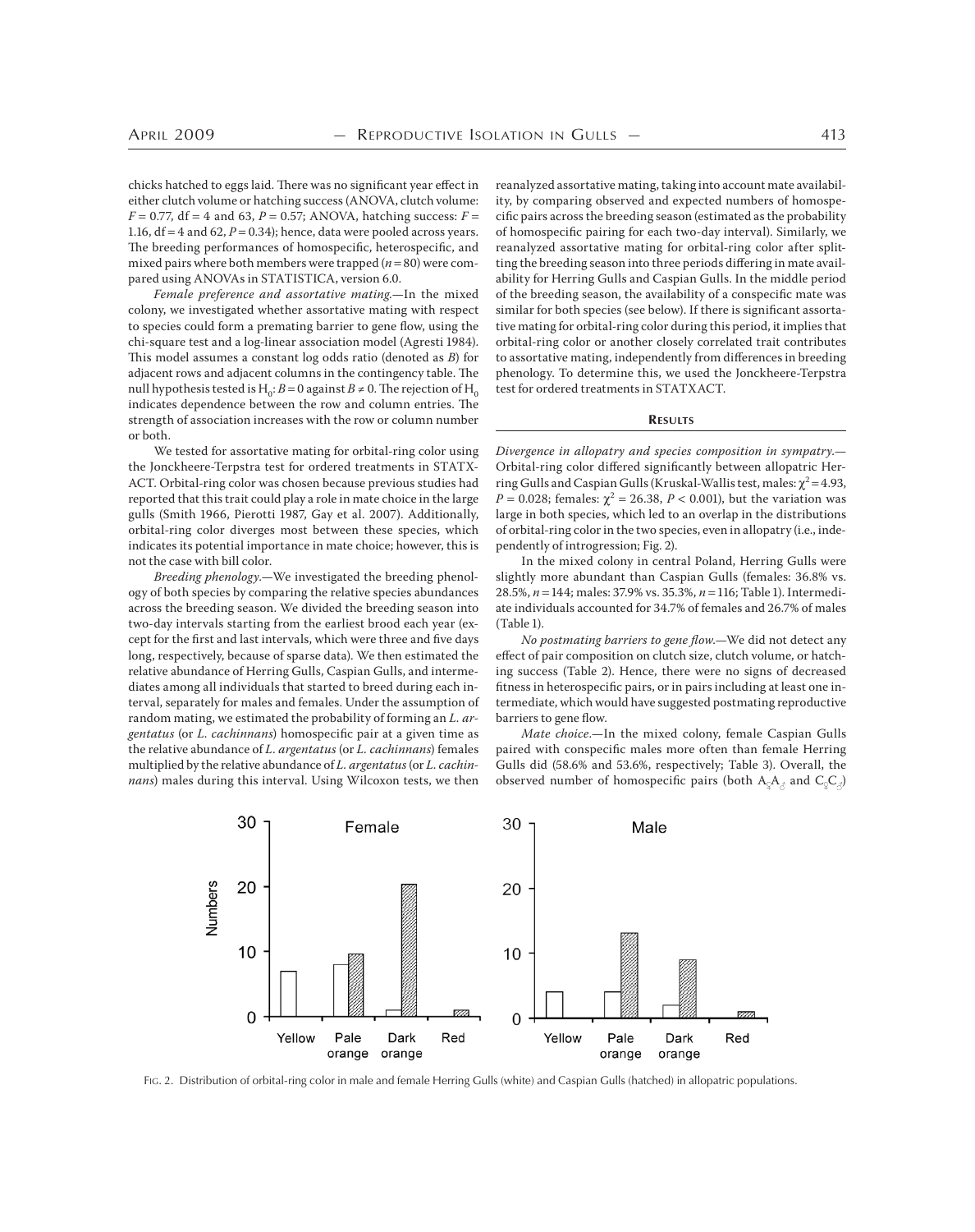chicks hatched to eggs laid. There was no significant year effect in either clutch volume or hatching success (ANOVA, clutch volume: $F = 0.77$, df = 4 and 63, $P = 0.57$; ANOVA, hatching success: $F = 1.16$, df = 4 and 62, $P = 0.34$); hence, data were pooled across years. The breeding performances of homospecific, heterospecific, and mixed pairs where both members were trapped ($n = 80$) were compared using ANOVAs in STATISTICA, version 6.0.

*Female preference and assortative mating.*—In the mixed colony, we investigated whether assortative mating with respect to species could form a premating barrier to gene flow, using the chi-square test and a log-linear association model (Agresti 1984). This model assumes a constant log odds ratio (denoted as $B$) for adjacent rows and adjacent columns in the contingency table. The null hypothesis tested is $H_0$: $B = 0$ against $B \neq 0$. The rejection of $H_0$ indicates dependence between the row and column entries. The strength of association increases with the row or column number or both.

We tested for assortative mating for orbital-ring color using the Jonckheere-Terpstra test for ordered treatments in STATXACT. Orbital-ring color was chosen because previous studies had reported that this trait could play a role in mate choice in the large gulls (Smith 1966, Pierotti 1987, Gay et al. 2007). Additionally, orbital-ring color diverges most between these species, which indicates its potential importance in mate choice; however, this is not the case with bill color.

*Breeding phenology.*—We investigated the breeding phenology of both species by comparing the relative species abundances across the breeding season. We divided the breeding season into two-day intervals starting from the earliest brood each year (except for the first and last intervals, which were three and five days long, respectively, because of sparse data). We then estimated the relative abundance of Herring Gulls, Caspian Gulls, and intermediates among all individuals that started to breed during each interval, separately for males and females. Under the assumption of random mating, we estimated the probability of forming an *L. argentatus* (or *L. cachinnans*) homospecific pair at a given time as the relative abundance of *L. argentatus* (or *L. cachinnans*) females multiplied by the relative abundance of *L. argentatus* (or *L. cachinnans*) males during this interval. Using Wilcoxon tests, we then reanalyzed assortative mating, taking into account mate availability, by comparing observed and expected numbers of homospecific pairs across the breeding season (estimated as the probability of homospecific pairing for each two-day interval). Similarly, we reanalyzed assortative mating for orbital-ring color after splitting the breeding season into three periods differing in mate availability for Herring Gulls and Caspian Gulls. In the middle period of the breeding season, the availability of a conspecific mate was similar for both species (see below). If there is significant assortative mating for orbital-ring color during this period, it implies that orbital-ring color or another closely correlated trait contributes to assortative mating, independently from differences in breeding phenology. To determine this, we used the Jonckheere-Terpstra test for ordered treatments in STATXACT.

## Results

*Divergence in allopatry and species composition in sympatry.*—Orbital-ring color differed significantly between allopatric Herring Gulls and Caspian Gulls (Kruskal-Wallis test, males: $\chi^2 = 4.93$, $P = 0.028$; females: $\chi^2 = 26.38$, $P < 0.001$), but the variation was large in both species, which led to an overlap in the distributions of orbital-ring color in the two species, even in allopatry (i.e., independently of introgression; Fig. 2).

In the mixed colony in central Poland, Herring Gulls were slightly more abundant than Caspian Gulls (females: 36.8% vs. 28.5%, $n = 144$; males: 37.9% vs. 35.3%, $n = 116$; Table 1). Intermediate individuals accounted for 34.7% of females and 26.7% of males (Table 1).

*No postmating barriers to gene flow.*—We did not detect any effect of pair composition on clutch size, clutch volume, or hatching success (Table 2). Hence, there were no signs of decreased fitness in heterospecific pairs, or in pairs including at least one intermediate, which would have suggested postmating reproductive barriers to gene flow.

*Mate choice.*—In the mixed colony, female Caspian Gulls paired with conspecific males more often than female Herring Gulls did (58.6% and 53.6%, respectively; Table 3). Overall, the observed number of homospecific pairs (both $A_{♀}A_{♂}$ and $C_{♀}C_{♂}$)

Fig. 2. Distribution of orbital-ring color in male and female Herring Gulls (white) and Caspian Gulls (hatched) in allopatric populations.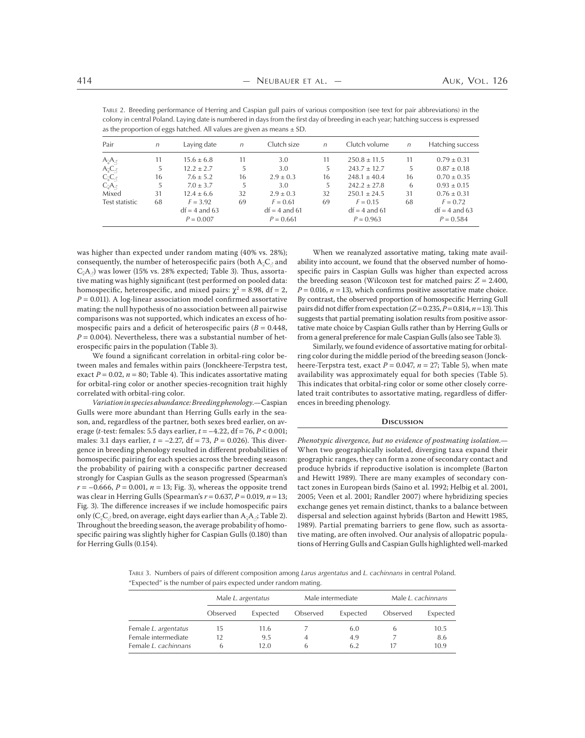TABLE 2. Breeding performance of Herring and Caspian gull pairs of various composition (see text for pair abbreviations) in the colony in central Poland. Laying date is numbered in days from the first day of breeding in each year; hatching success is expressed as the proportion of eggs hatched. All values are given as means ± SD.

| Pair | $n$ | Laying date | $n$ | Clutch size | $n$ | Clutch volume | $n$ | Hatching success |
|---|---|---|---|---|---|---|---|---|
| $A_♀A_♂$ | 11 | 15.6 ± 6.8 | 11 | 3.0 | 11 | 250.8 ± 11.5 | 11 | 0.79 ± 0.31 |
| $A_♀C_♂$ | 5 | 12.2 ± 2.7 | 5 | 3.0 | 5 | 243.7 ± 12.7 | 5 | 0.87 ± 0.18 |
| $C_♀C_♂$ | 16 | 7.6 ± 5.2 | 16 | 2.9 ± 0.3 | 16 | 248.1 ± 40.4 | 16 | 0.70 ± 0.35 |
| $C_♀A_♂$ | 5 | 7.0 ± 3.7 | 5 | 3.0 | 5 | 242.2 ± 27.8 | 6 | 0.93 ± 0.15 |
| Mixed | 31 | 12.4 ± 6.6 | 32 | 2.9 ± 0.3 | 32 | 250.1 ± 24.5 | 31 | 0.76 ± 0.31 |
| Test statistic | 68 | $F = 3.92$, df = 4 and 63, $P = 0.007$ | 69 | $F = 0.61$, df = 4 and 61, $P = 0.661$ | 69 | $F = 0.15$, df = 4 and 61, $P = 0.963$ | 68 | $F = 0.72$, df = 4 and 63, $P = 0.584$ |

was higher than expected under random mating (40% vs. 28%); consequently, the number of heterospecific pairs (both $A_♀C_♂$ and $C_♀A_♂$) was lower (15% vs. 28% expected; Table 3). Thus, assortative mating was highly significant (test performed on pooled data: homospecific, heterospecific, and mixed pairs: $\chi^2 = 8.98$, df = 2, $P = 0.011$). A log-linear association model confirmed assortative mating: the null hypothesis of no association between all pairwise comparisons was not supported, which indicates an excess of homospecific pairs and a deficit of heterospecific pairs ($B = 0.448$, $P = 0.004$). Nevertheless, there was a substantial number of heterospecific pairs in the population (Table 3).

We found a significant correlation in orbital-ring color between males and females within pairs (Jonckheere-Terpstra test, exact $P = 0.02$, $n = 80$; Table 4). This indicates assortative mating for orbital-ring color or another species-recognition trait highly correlated with orbital-ring color.

*Variation in species abundance: Breeding phenology.*—Caspian Gulls were more abundant than Herring Gulls early in the season, and, regardless of the partner, both sexes bred earlier, on average ($t$-test: females: 5.5 days earlier, $t = -4.22$, df = 76, $P < 0.001$; males: 3.1 days earlier, $t = -2.27$, df = 73, $P = 0.026$). This divergence in breeding phenology resulted in different probabilities of homospecific pairing for each species across the breeding season: the probability of pairing with a conspecific partner decreased strongly for Caspian Gulls as the season progressed (Spearman's $r = -0.666$, $P = 0.001$, $n = 13$; Fig. 3), whereas the opposite trend was clear in Herring Gulls (Spearman's $r = 0.637$, $P = 0.019$, $n = 13$; Fig. 3). The difference increases if we include homospecific pairs only ($C_♀C_♂$ bred, on average, eight days earlier than $A_♀A_♂$; Table 2). Throughout the breeding season, the average probability of homospecific pairing was slightly higher for Caspian Gulls (0.180) than for Herring Gulls (0.154).

When we reanalyzed assortative mating, taking mate availability into account, we found that the observed number of homospecific pairs in Caspian Gulls was higher than expected across the breeding season (Wilcoxon test for matched pairs: $Z = 2.400$, $P = 0.016$, $n = 13$), which confirms positive assortative mate choice. By contrast, the observed proportion of homospecific Herring Gull pairs did not differ from expectation ($Z = 0.235$, $P = 0.814$, $n = 13$). This suggests that partial premating isolation results from positive assortative mate choice by Caspian Gulls rather than by Herring Gulls or from a general preference for male Caspian Gulls (also see Table 3).

Similarly, we found evidence of assortative mating for orbital-ring color during the middle period of the breeding season (Jonckheere-Terpstra test, exact $P = 0.047$, $n = 27$; Table 5), when mate availability was approximately equal for both species (Table 5). This indicates that orbital-ring color or some other closely correlated trait contributes to assortative mating, regardless of differences in breeding phenology.

## DISCUSSION

*Phenotypic divergence, but no evidence of postmating isolation.*—When two geographically isolated, diverging taxa expand their geographic ranges, they can form a zone of secondary contact and produce hybrids if reproductive isolation is incomplete (Barton and Hewitt 1989). There are many examples of secondary contact zones in European birds (Saino et al. 1992; Helbig et al. 2001, 2005; Veen et al. 2001; Randler 2007) where hybridizing species exchange genes yet remain distinct, thanks to a balance between dispersal and selection against hybrids (Barton and Hewitt 1985, 1989). Partial premating barriers to gene flow, such as assortative mating, are often involved. Our analysis of allopatric populations of Herring Gulls and Caspian Gulls highlighted well-marked

TABLE 3. Numbers of pairs of different composition among *Larus argentatus* and *L. cachinnans* in central Poland. "Expected" is the number of pairs expected under random mating.

| | Male *L. argentatus* | | Male intermediate | | Male *L. cachinnans* | |
|---|---|---|---|---|---|---|
| | Observed | Expected | Observed | Expected | Observed | Expected |
| Female *L. argentatus* | 15 | 11.6 | 7 | 6.0 | 6 | 10.5 |
| Female intermediate | 12 | 9.5 | 4 | 4.9 | 7 | 8.6 |
| Female *L. cachinnans* | 6 | 12.0 | 6 | 6.2 | 17 | 10.9 |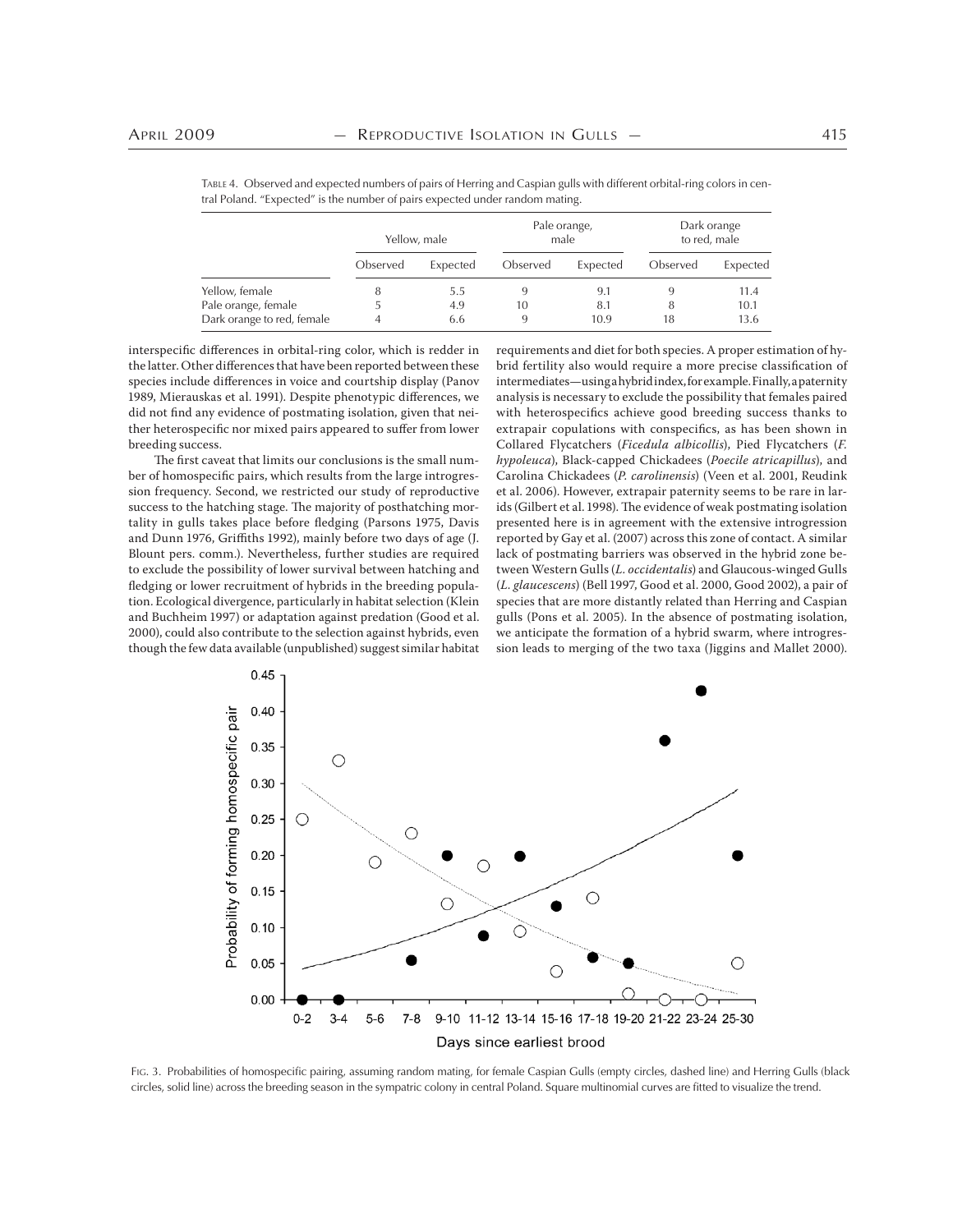TABLE 4. Observed and expected numbers of pairs of Herring and Caspian gulls with different orbital-ring colors in central Poland. "Expected" is the number of pairs expected under random mating.

| | Yellow, male | | Pale orange, male | | Dark orange to red, male | |
|---|---|---|---|---|---|---|
| | Observed | Expected | Observed | Expected | Observed | Expected |
| Yellow, female | 8 | 5.5 | 9 | 9.1 | 9 | 11.4 |
| Pale orange, female | 5 | 4.9 | 10 | 8.1 | 8 | 10.1 |
| Dark orange to red, female | 4 | 6.6 | 9 | 10.9 | 18 | 13.6 |

interspecific differences in orbital-ring color, which is redder in the latter. Other differences that have been reported between these species include differences in voice and courtship display (Panov 1989, Mierauskas et al. 1991). Despite phenotypic differences, we did not find any evidence of postmating isolation, given that neither heterospecific nor mixed pairs appeared to suffer from lower breeding success.

The first caveat that limits our conclusions is the small number of homospecific pairs, which results from the large introgression frequency. Second, we restricted our study of reproductive success to the hatching stage. The majority of posthatching mortality in gulls takes place before fledging (Parsons 1975, Davis and Dunn 1976, Griffiths 1992), mainly before two days of age (J. Blount pers. comm.). Nevertheless, further studies are required to exclude the possibility of lower survival between hatching and fledging or lower recruitment of hybrids in the breeding population. Ecological divergence, particularly in habitat selection (Klein and Buchheim 1997) or adaptation against predation (Good et al. 2000), could also contribute to the selection against hybrids, even though the few data available (unpublished) suggest similar habitat requirements and diet for both species. A proper estimation of hybrid fertility also would require a more precise classification of intermediates—using a hybrid index, for example. Finally, a paternity analysis is necessary to exclude the possibility that females paired with heterospecifics achieve good breeding success thanks to extrapair copulations with conspecifics, as has been shown in Collared Flycatchers (*Ficedula albicollis*), Pied Flycatchers (*F. hypoleuca*), Black-capped Chickadees (*Poecile atricapillus*), and Carolina Chickadees (*P. carolinensis*) (Veen et al. 2001, Reudink et al. 2006). However, extrapair paternity seems to be rare in larids (Gilbert et al. 1998). The evidence of weak postmating isolation presented here is in agreement with the extensive introgression reported by Gay et al. (2007) across this zone of contact. A similar lack of postmating barriers was observed in the hybrid zone between Western Gulls (*L. occidentalis*) and Glaucous-winged Gulls (*L. glaucescens*) (Bell 1997, Good et al. 2000, Good 2002), a pair of species that are more distantly related than Herring and Caspian gulls (Pons et al. 2005). In the absence of postmating isolation, we anticipate the formation of a hybrid swarm, where introgression leads to merging of the two taxa (Jiggins and Mallet 2000).

FIG. 3. Probabilities of homospecific pairing, assuming random mating, for female Caspian Gulls (empty circles, dashed line) and Herring Gulls (black circles, solid line) across the breeding season in the sympatric colony in central Poland. Square multinomial curves are fitted to visualize the trend.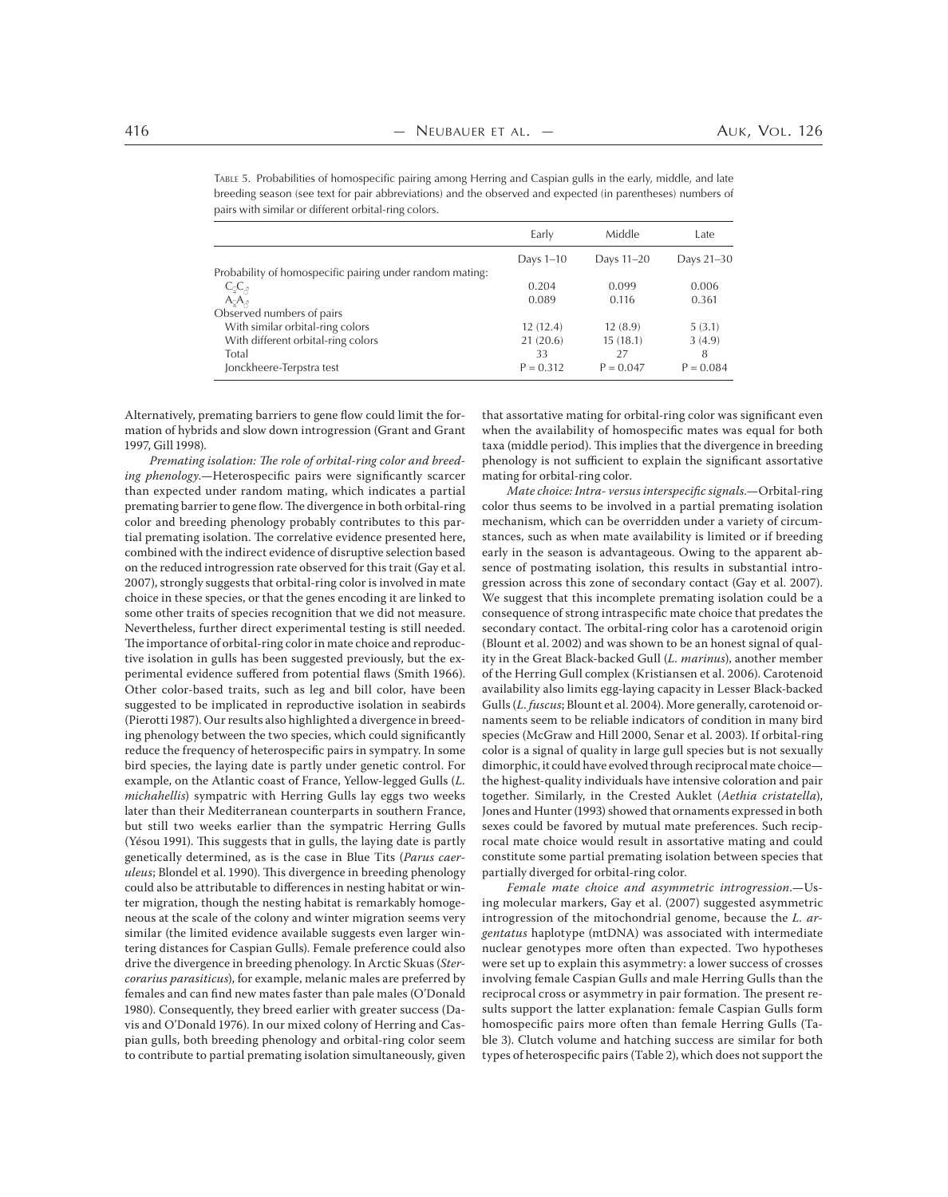TABLE 5. Probabilities of homospecific pairing among Herring and Caspian gulls in the early, middle, and late breeding season (see text for pair abbreviations) and the observed and expected (in parentheses) numbers of pairs with similar or different orbital-ring colors.

| | Early | Middle | Late |
|---|---|---|---|
| | Days 1–10 | Days 11–20 | Days 21–30 |
| Probability of homospecific pairing under random mating: | | | |
| $C_♀C_♂$ | 0.204 | 0.099 | 0.006 |
| $A_♀A_♂$ | 0.089 | 0.116 | 0.361 |
| Observed numbers of pairs | | | |
| With similar orbital-ring colors | 12 (12.4) | 12 (8.9) | 5 (3.1) |
| With different orbital-ring colors | 21 (20.6) | 15 (18.1) | 3 (4.9) |
| Total | 33 | 27 | 8 |
| Jonckheere-Terpstra test | $P = 0.312$ | $P = 0.047$ | $P = 0.084$ |

Alternatively, premating barriers to gene flow could limit the formation of hybrids and slow down introgression (Grant and Grant 1997, Gill 1998).

*Premating isolation: The role of orbital-ring color and breeding phenology.*—Heterospecific pairs were significantly scarcer than expected under random mating, which indicates a partial premating barrier to gene flow. The divergence in both orbital-ring color and breeding phenology probably contributes to this partial premating isolation. The correlative evidence presented here, combined with the indirect evidence of disruptive selection based on the reduced introgression rate observed for this trait (Gay et al. 2007), strongly suggests that orbital-ring color is involved in mate choice in these species, or that the genes encoding it are linked to some other traits of species recognition that we did not measure. Nevertheless, further direct experimental testing is still needed. The importance of orbital-ring color in mate choice and reproductive isolation in gulls has been suggested previously, but the experimental evidence suffered from potential flaws (Smith 1966). Other color-based traits, such as leg and bill color, have been suggested to be implicated in reproductive isolation in seabirds (Pierotti 1987). Our results also highlighted a divergence in breeding phenology between the two species, which could significantly reduce the frequency of heterospecific pairs in sympatry. In some bird species, the laying date is partly under genetic control. For example, on the Atlantic coast of France, Yellow-legged Gulls (*L. michahellis*) sympatric with Herring Gulls lay eggs two weeks later than their Mediterranean counterparts in southern France, but still two weeks earlier than the sympatric Herring Gulls (Yésou 1991). This suggests that in gulls, the laying date is partly genetically determined, as is the case in Blue Tits (*Parus caeruleus*; Blondel et al. 1990). This divergence in breeding phenology could also be attributable to differences in nesting habitat or winter migration, though the nesting habitat is remarkably homogeneous at the scale of the colony and winter migration seems very similar (the limited evidence available suggests even larger wintering distances for Caspian Gulls). Female preference could also drive the divergence in breeding phenology. In Arctic Skuas (*Stercorarius parasiticus*), for example, melanic males are preferred by females and can find new mates faster than pale males (O'Donald 1980). Consequently, they breed earlier with greater success (Davis and O'Donald 1976). In our mixed colony of Herring and Caspian gulls, both breeding phenology and orbital-ring color seem to contribute to partial premating isolation simultaneously, given that assortative mating for orbital-ring color was significant even when the availability of homospecific mates was equal for both taxa (middle period). This implies that the divergence in breeding phenology is not sufficient to explain the significant assortative mating for orbital-ring color.

*Mate choice: Intra- versus interspecific signals.*—Orbital-ring color thus seems to be involved in a partial premating isolation mechanism, which can be overridden under a variety of circumstances, such as when mate availability is limited or if breeding early in the season is advantageous. Owing to the apparent absence of postmating isolation, this results in substantial introgression across this zone of secondary contact (Gay et al. 2007). We suggest that this incomplete premating isolation could be a consequence of strong intraspecific mate choice that predates the secondary contact. The orbital-ring color has a carotenoid origin (Blount et al. 2002) and was shown to be an honest signal of quality in the Great Black-backed Gull (*L. marinus*), another member of the Herring Gull complex (Kristiansen et al. 2006). Carotenoid availability also limits egg-laying capacity in Lesser Black-backed Gulls (*L. fuscus*; Blount et al. 2004). More generally, carotenoid ornaments seem to be reliable indicators of condition in many bird species (McGraw and Hill 2000, Senar et al. 2003). If orbital-ring color is a signal of quality in large gull species but is not sexually dimorphic, it could have evolved through reciprocal mate choice—the highest-quality individuals have intensive coloration and pair together. Similarly, in the Crested Auklet (*Aethia cristatella*), Jones and Hunter (1993) showed that ornaments expressed in both sexes could be favored by mutual mate preferences. Such reciprocal mate choice would result in assortative mating and could constitute some partial premating isolation between species that partially diverged for orbital-ring color.

*Female mate choice and asymmetric introgression.*—Using molecular markers, Gay et al. (2007) suggested asymmetric introgression of the mitochondrial genome, because the *L. argentatus* haplotype (mtDNA) was associated with intermediate nuclear genotypes more often than expected. Two hypotheses were set up to explain this asymmetry: a lower success of crosses involving female Caspian Gull*s* and male Herring Gulls than the reciprocal cross or asymmetry in pair formation. The present results support the latter explanation: female Caspian Gulls form homospecific pairs more often than female Herring Gulls (Table 3). Clutch volume and hatching success are similar for both types of heterospecific pairs (Table 2), which does not support the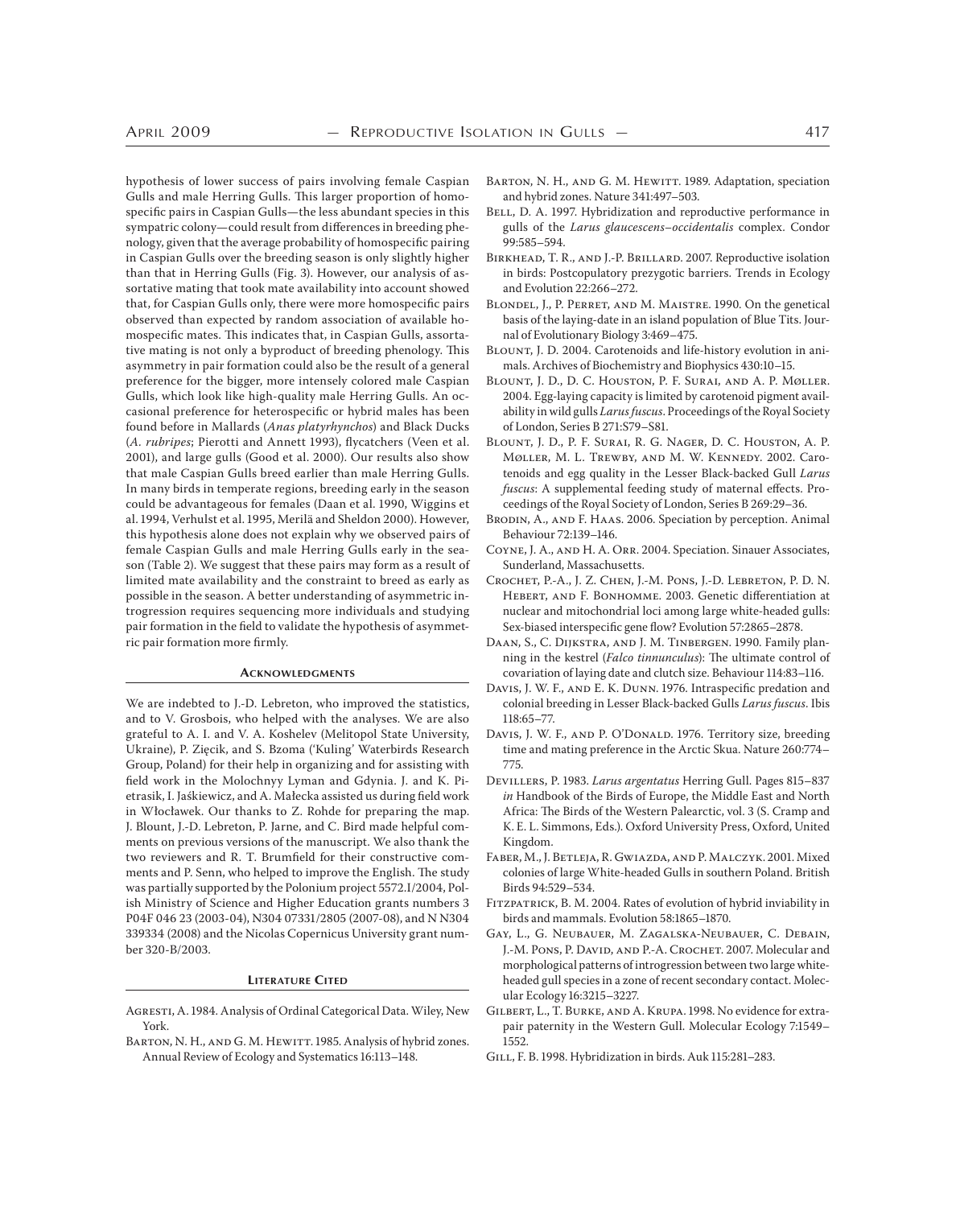hypothesis of lower success of pairs involving female Caspian Gulls and male Herring Gulls. This larger proportion of homospecific pairs in Caspian Gulls—the less abundant species in this sympatric colony—could result from differences in breeding phenology, given that the average probability of homospecific pairing in Caspian Gulls over the breeding season is only slightly higher than that in Herring Gulls (Fig. 3). However, our analysis of assortative mating that took mate availability into account showed that, for Caspian Gulls only, there were more homospecific pairs observed than expected by random association of available homospecific mates. This indicates that, in Caspian Gulls, assortative mating is not only a byproduct of breeding phenology. This asymmetry in pair formation could also be the result of a general preference for the bigger, more intensely colored male Caspian Gulls, which look like high-quality male Herring Gulls. An occasional preference for heterospecific or hybrid males has been found before in Mallards (*Anas platyrhynchos*) and Black Ducks (*A. rubripes*; Pierotti and Annett 1993), flycatchers (Veen et al. 2001), and large gulls (Good et al. 2000). Our results also show that male Caspian Gulls breed earlier than male Herring Gulls. In many birds in temperate regions, breeding early in the season could be advantageous for females (Daan et al. 1990, Wiggins et al. 1994, Verhulst et al. 1995, Merilä and Sheldon 2000). However, this hypothesis alone does not explain why we observed pairs of female Caspian Gulls and male Herring Gulls early in the season (Table 2). We suggest that these pairs may form as a result of limited mate availability and the constraint to breed as early as possible in the season. A better understanding of asymmetric introgression requires sequencing more individuals and studying pair formation in the field to validate the hypothesis of asymmetric pair formation more firmly.

## Acknowledgments

We are indebted to J.-D. Lebreton, who improved the statistics, and to V. Grosbois, who helped with the analyses. We are also grateful to A. I. and V. A. Koshelev (Melitopol State University, Ukraine), P. Zięcik, and S. Bzoma ('Kuling' Waterbirds Research Group, Poland) for their help in organizing and for assisting with field work in the Molochnyy Lyman and Gdynia. J. and K. Pietrasik, I. Jaśkiewicz, and A. Małecka assisted us during field work in Włocławek. Our thanks to Z. Rohde for preparing the map. J. Blount, J.-D. Lebreton, P. Jarne, and C. Bird made helpful comments on previous versions of the manuscript. We also thank the two reviewers and R. T. Brumfield for their constructive comments and P. Senn, who helped to improve the English. The study was partially supported by the Polonium project 5572.I/2004, Polish Ministry of Science and Higher Education grants numbers 3 P04F 046 23 (2003-04), N304 07331/2805 (2007-08), and N N304 339334 (2008) and the Nicolas Copernicus University grant number 320-B/2003.

## Literature Cited

Agresti, A. 1984. Analysis of Ordinal Categorical Data. Wiley, New York.

Barton, N. H., and G. M. Hewitt. 1985. Analysis of hybrid zones. Annual Review of Ecology and Systematics 16:113–148.

Barton, N. H., and G. M. Hewitt. 1989. Adaptation, speciation and hybrid zones. Nature 341:497–503.

Bell, D. A. 1997. Hybridization and reproductive performance in gulls of the *Larus glaucescens–occidentalis* complex. Condor 99:585–594.

Birkhead, T. R., and J.-P. Brillard. 2007. Reproductive isolation in birds: Postcopulatory prezygotic barriers. Trends in Ecology and Evolution 22:266–272.

Blondel, J., P. Perret, and M. Maistre. 1990. On the genetical basis of the laying-date in an island population of Blue Tits. Journal of Evolutionary Biology 3:469–475.

Blount, J. D. 2004. Carotenoids and life-history evolution in animals. Archives of Biochemistry and Biophysics 430:10–15.

Blount, J. D., D. C. Houston, P. F. Surai, and A. P. Møller. 2004. Egg-laying capacity is limited by carotenoid pigment availability in wild gulls *Larus fuscus*. Proceedings of the Royal Society of London, Series B 271:S79–S81.

Blount, J. D., P. F. Surai, R. G. Nager, D. C. Houston, A. P. Møller, M. L. Trewby, and M. W. Kennedy. 2002. Carotenoids and egg quality in the Lesser Black-backed Gull *Larus fuscus*: A supplemental feeding study of maternal effects. Proceedings of the Royal Society of London, Series B 269:29–36.

Brodin, A., and F. Haas. 2006. Speciation by perception. Animal Behaviour 72:139–146.

Coyne, J. A., and H. A. Orr. 2004. Speciation. Sinauer Associates, Sunderland, Massachusetts.

Crochet, P.-A., J. Z. Chen, J.-M. Pons, J.-D. Lebreton, P. D. N. Hebert, and F. Bonhomme. 2003. Genetic differentiation at nuclear and mitochondrial loci among large white-headed gulls: Sex-biased interspecific gene flow? Evolution 57:2865–2878.

Daan, S., C. Dijkstra, and J. M. Tinbergen. 1990. Family planning in the kestrel (*Falco tinnunculus*): The ultimate control of covariation of laying date and clutch size. Behaviour 114:83–116.

Davis, J. W. F., and E. K. Dunn. 1976. Intraspecific predation and colonial breeding in Lesser Black-backed Gulls *Larus fuscus*. Ibis 118:65–77.

Davis, J. W. F., and P. O'Donald. 1976. Territory size, breeding time and mating preference in the Arctic Skua. Nature 260:774–775.

Devillers, P. 1983. *Larus argentatus* Herring Gull. Pages 815–837 *in* Handbook of the Birds of Europe, the Middle East and North Africa: The Birds of the Western Palearctic, vol. 3 (S. Cramp and K. E. L. Simmons, Eds.). Oxford University Press, Oxford, United Kingdom.

Faber, M., J. Betleja, R. Gwiazda, and P. Malczyk. 2001. Mixed colonies of large White-headed Gulls in southern Poland. British Birds 94:529–534.

Fitzpatrick, B. M. 2004. Rates of evolution of hybrid inviability in birds and mammals. Evolution 58:1865–1870.

Gay, L., G. Neubauer, M. Zagalska-Neubauer, C. Debain, J.-M. Pons, P. David, and P.-A. Crochet. 2007. Molecular and morphological patterns of introgression between two large white-headed gull species in a zone of recent secondary contact. Molecular Ecology 16:3215–3227.

Gilbert, L., T. Burke, and A. Krupa. 1998. No evidence for extra-pair paternity in the Western Gull. Molecular Ecology 7:1549–1552.

Gill, F. B. 1998. Hybridization in birds. Auk 115:281–283.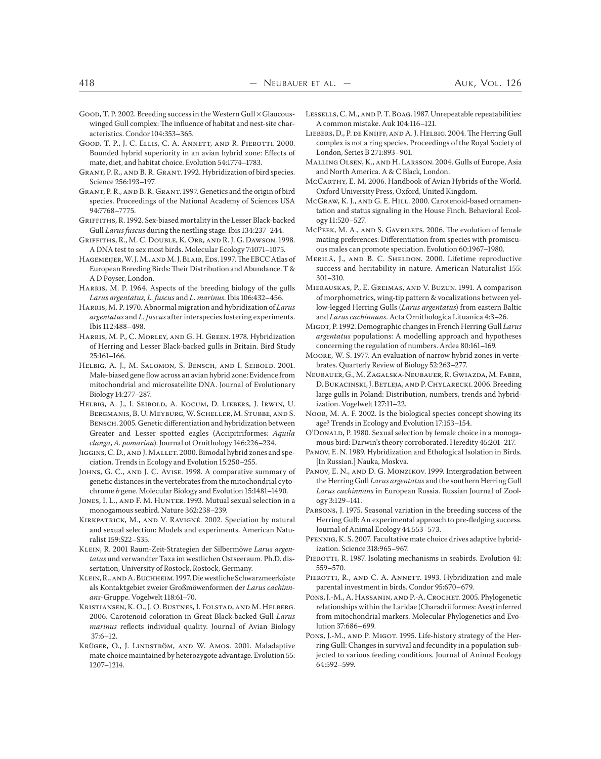Good, T. P. 2002. Breeding success in the Western Gull × Glaucous-winged Gull complex: The influence of habitat and nest-site characteristics. Condor 104:353–365.

Good, T. P., J. C. Ellis, C. A. Annett, and R. Pierotti. 2000. Bounded hybrid superiority in an avian hybrid zone: Effects of mate, diet, and habitat choice. Evolution 54:1774–1783.

Grant, P. R., and B. R. Grant. 1992. Hybridization of bird species. Science 256:193–197.

Grant, P. R., and B. R. Grant. 1997. Genetics and the origin of bird species. Proceedings of the National Academy of Sciences USA 94:7768–7775.

Griffiths, R. 1992. Sex-biased mortality in the Lesser Black-backed Gull *Larus fuscus* during the nestling stage. Ibis 134:237–244.

Griffiths, R., M. C. Double, K. Orr, and R. J. G. Dawson. 1998. A DNA test to sex most birds. Molecular Ecology 7:1071–1075.

Hagemeijer, W. J. M., and M. J. Blair, Eds. 1997. The EBCC Atlas of European Breeding Birds: Their Distribution and Abundance. T & A D Poyser, London.

Harris, M. P. 1964. Aspects of the breeding biology of the gulls *Larus argentatus*, *L. fuscus* and *L. marinus*. Ibis 106:432–456.

Harris, M. P. 1970. Abnormal migration and hybridization of *Larus argentatus* and *L. fuscus* after interspecies fostering experiments. Ibis 112:488–498.

Harris, M. P., C. Morley, and G. H. Green. 1978. Hybridization of Herring and Lesser Black-backed gulls in Britain. Bird Study 25:161–166.

Helbig, A. J., M. Salomon, S. Bensch, and I. Seibold. 2001. Male-biased gene flow across an avian hybrid zone: Evidence from mitochondrial and microsatellite DNA. Journal of Evolutionary Biology 14:277–287.

Helbig, A. J., I. Seibold, A. Kocum, D. Liebers, J. Irwin, U. Bergmanis, B. U. Meyburg, W. Scheller, M. Stubbe, and S. Bensch. 2005. Genetic differentiation and hybridization between Greater and Lesser spotted eagles (Accipitriformes: *Aquila clanga*, *A. pomarina*). Journal of Ornithology 146:226–234.

Jiggins, C. D., and J. Mallet. 2000. Bimodal hybrid zones and speciation. Trends in Ecology and Evolution 15:250–255.

Johns, G. C., and J. C. Avise. 1998. A comparative summary of genetic distances in the vertebrates from the mitochondrial cytochrome *b* gene. Molecular Biology and Evolution 15:1481–1490.

Jones, I. L., and F. M. Hunter. 1993. Mutual sexual selection in a monogamous seabird. Nature 362:238–239.

Kirkpatrick, M., and V. Ravigné. 2002. Speciation by natural and sexual selection: Models and experiments. American Naturalist 159:S22–S35.

Klein, R. 2001 Raum-Zeit-Strategien der Silbermöwe *Larus argentatus* und verwandter Taxa im westlichen Ostseeraum. Ph.D. dissertation, University of Rostock, Rostock, Germany.

Klein, R., and A. Buchheim. 1997. Die westliche Schwarzmeerküste als Kontaktgebiet zweier Großmöwenformen der *Larus cachinnans*-Gruppe. Vogelwelt 118:61–70.

Kristiansen, K. O., J. O. Bustnes, I. Folstad, and M. Helberg. 2006. Carotenoid coloration in Great Black-backed Gull *Larus marinus* reflects individual quality. Journal of Avian Biology 37:6–12.

Krüger, O., J. Lindström, and W. Amos. 2001. Maladaptive mate choice maintained by heterozygote advantage. Evolution 55: 1207–1214.

Lessells, C. M., and P. T. Boag. 1987. Unrepeatable repeatabilities: A common mistake. Auk 104:116–121.

Liebers, D., P. de Knijff, and A. J. Helbig. 2004. The Herring Gull complex is not a ring species. Proceedings of the Royal Society of London, Series B 271:893–901.

Malling Olsen, K., and H. Larsson. 2004. Gulls of Europe, Asia and North America. A & C Black, London.

McCarthy, E. M. 2006. Handbook of Avian Hybrids of the World. Oxford University Press, Oxford, United Kingdom.

McGraw, K. J., and G. E. Hill. 2000. Carotenoid-based ornamentation and status signaling in the House Finch. Behavioral Ecology 11:520–527.

McPeek, M. A., and S. Gavrilets. 2006. The evolution of female mating preferences: Differentiation from species with promiscuous males can promote speciation. Evolution 60:1967–1980.

Merilä, J., and B. C. Sheldon. 2000. Lifetime reproductive success and heritability in nature. American Naturalist 155: 301–310.

Mierauskas, P., E. Greimas, and V. Buzun. 1991. A comparison of morphometrics, wing-tip pattern & vocalizations between yellow-legged Herring Gulls (*Larus argentatus*) from eastern Baltic and *Larus cachinnans*. Acta Ornithologica Lituanica 4:3–26.

Migot, P. 1992. Demographic changes in French Herring Gull *Larus argentatus* populations: A modelling approach and hypotheses concerning the regulation of numbers. Ardea 80:161–169.

Moore, W. S. 1977. An evaluation of narrow hybrid zones in vertebrates. Quarterly Review of Biology 52:263–277.

Neubauer, G., M. Zagalska-Neubauer, R. Gwiazda, M. Faber, D. Bukacinski, J. Betleja, and P. Chylarecki. 2006. Breeding large gulls in Poland: Distribution, numbers, trends and hybridization. Vogelwelt 127:11–22.

Noor, M. A. F. 2002. Is the biological species concept showing its age? Trends in Ecology and Evolution 17:153–154.

O'Donald, P. 1980. Sexual selection by female choice in a monogamous bird: Darwin's theory corroborated. Heredity 45:201–217.

Panov, E. N. 1989. Hybridization and Ethological Isolation in Birds. [In Russian.] Nauka, Moskva.

Panov, E. N., and D. G. Monzikov. 1999. Intergradation between the Herring Gull *Larus argentatus* and the southern Herring Gull *Larus cachinnans* in European Russia. Russian Journal of Zoology 3:129–141.

Parsons, J. 1975. Seasonal variation in the breeding success of the Herring Gull: An experimental approach to pre-fledging success. Journal of Animal Ecology 44:553–573.

Pfennig, K. S. 2007. Facultative mate choice drives adaptive hybridization. Science 318:965–967.

Pierotti, R. 1987. Isolating mechanisms in seabirds. Evolution 41: 559–570.

Pierotti, R., and C. A. Annett. 1993. Hybridization and male parental investment in birds. Condor 95:670–679.

Pons, J.-M., A. Hassanin, and P.-A. Crochet. 2005. Phylogenetic relationships within the Laridae (Charadriiformes: Aves) inferred from mitochondrial markers. Molecular Phylogenetics and Evolution 37:686–699.

Pons, J.-M., and P. Migot. 1995. Life-history strategy of the Herring Gull: Changes in survival and fecundity in a population subjected to various feeding conditions. Journal of Animal Ecology 64:592–599.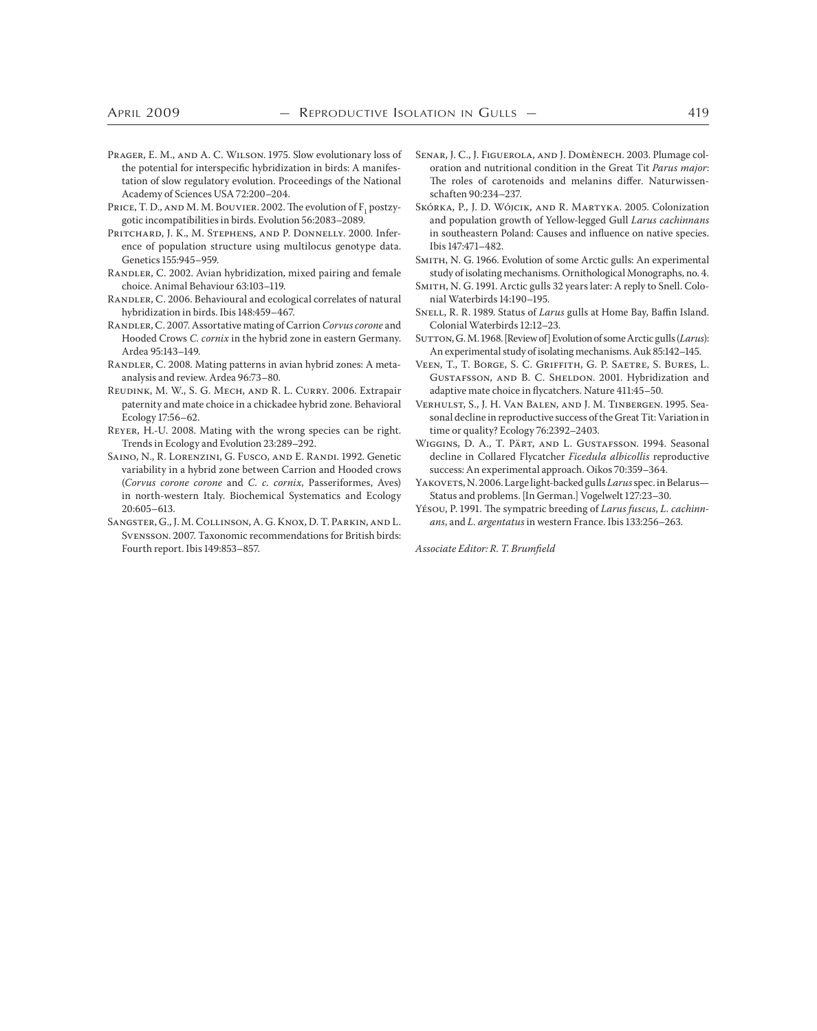Prager, E. M., and A. C. Wilson. 1975. Slow evolutionary loss of the potential for interspecific hybridization in birds: A manifestation of slow regulatory evolution. Proceedings of the National Academy of Sciences USA 72:200–204.

Price, T. D., and M. M. Bouvier. 2002. The evolution of $F_1$ postzygotic incompatibilities in birds. Evolution 56:2083–2089.

Pritchard, J. K., M. Stephens, and P. Donnelly. 2000. Inference of population structure using multilocus genotype data. Genetics 155:945–959.

Randler, C. 2002. Avian hybridization, mixed pairing and female choice. Animal Behaviour 63:103–119.

Randler, C. 2006. Behavioural and ecological correlates of natural hybridization in birds. Ibis 148:459–467.

Randler, C. 2007. Assortative mating of Carrion *Corvus corone* and Hooded Crows *C. cornix* in the hybrid zone in eastern Germany. Ardea 95:143–149.

Randler, C. 2008. Mating patterns in avian hybrid zones: A meta-analysis and review. Ardea 96:73–80.

Reudink, M. W., S. G. Mech, and R. L. Curry. 2006. Extrapair paternity and mate choice in a chickadee hybrid zone. Behavioral Ecology 17:56–62.

Reyer, H.-U. 2008. Mating with the wrong species can be right. Trends in Ecology and Evolution 23:289–292.

Saino, N., R. Lorenzini, G. Fusco, and E. Randi. 1992. Genetic variability in a hybrid zone between Carrion and Hooded crows (*Corvus corone corone* and *C. c. cornix*, Passeriformes, Aves) in north-western Italy. Biochemical Systematics and Ecology 20:605–613.

Sangster, G., J. M. Collinson, A. G. Knox, D. T. Parkin, and L. Svensson. 2007. Taxonomic recommendations for British birds: Fourth report. Ibis 149:853–857.

Senar, J. C., J. Figuerola, and J. Domènech. 2003. Plumage coloration and nutritional condition in the Great Tit *Parus major*: The roles of carotenoids and melanins differ. Naturwissenschaften 90:234–237.

Skórka, P., J. D. Wójcik, and R. Martyka. 2005. Colonization and population growth of Yellow-legged Gull *Larus cachinnans* in southeastern Poland: Causes and influence on native species. Ibis 147:471–482.

Smith, N. G. 1966. Evolution of some Arctic gulls: An experimental study of isolating mechanisms. Ornithological Monographs, no. 4.

Smith, N. G. 1991. Arctic gulls 32 years later: A reply to Snell. Colonial Waterbirds 14:190–195.

Snell, R. R. 1989. Status of *Larus* gulls at Home Bay, Baffin Island. Colonial Waterbirds 12:12–23.

Sutton, G. M. 1968. [Review of] Evolution of some Arctic gulls (*Larus*): An experimental study of isolating mechanisms. Auk 85:142–145.

Veen, T., T. Borge, S. C. Griffith, G. P. Saetre, S. Bures, L. Gustafsson, and B. C. Sheldon. 2001. Hybridization and adaptive mate choice in flycatchers. Nature 411:45–50.

Verhulst, S., J. H. Van Balen, and J. M. Tinbergen. 1995. Seasonal decline in reproductive success of the Great Tit: Variation in time or quality? Ecology 76:2392–2403.

Wiggins, D. A., T. Pärt, and L. Gustafsson. 1994. Seasonal decline in Collared Flycatcher *Ficedula albicollis* reproductive success: An experimental approach. Oikos 70:359–364.

Yakovets, N. 2006. Large light-backed gulls *Larus* spec. in Belarus—Status and problems. [In German.] Vogelwelt 127:23–30.

Yésou, P. 1991. The sympatric breeding of *Larus fuscus*, *L. cachinnans*, and *L. argentatus* in western France. Ibis 133:256–263.

*Associate Editor: R. T. Brumfield*